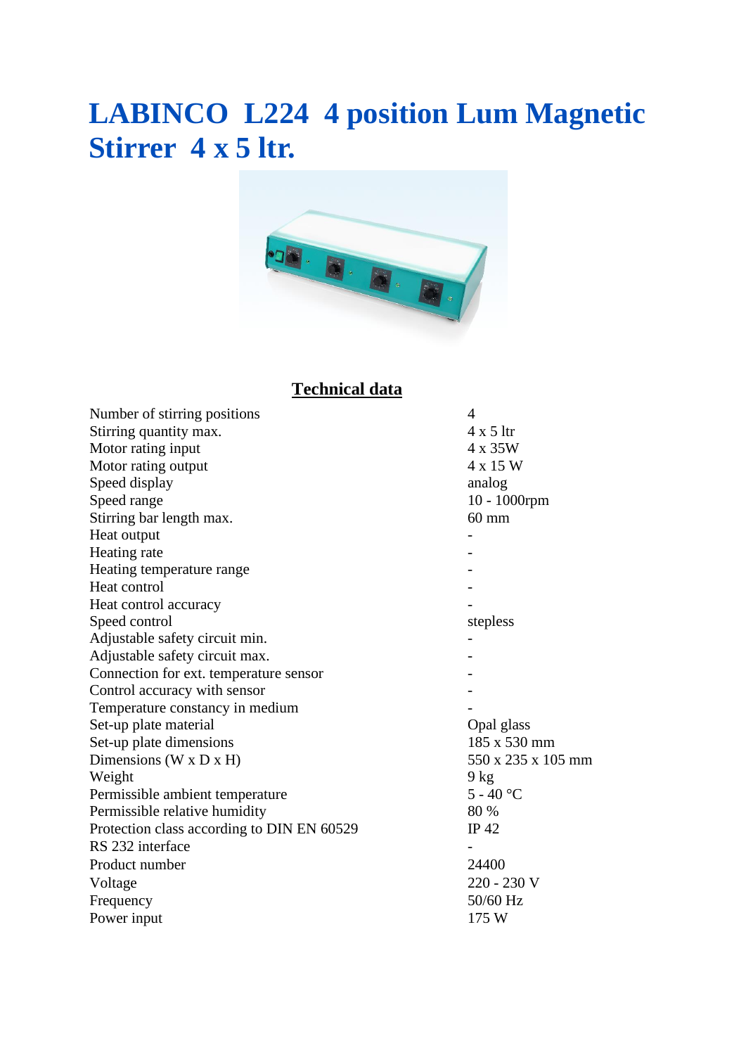# LABINCO L224 4 position Lum Magnetic Stirrer 4 x 5 ltr.

## Technical data

| | |
|---|---|
| Number of stirring positions | 4 |
| Stirring quantity max. | 4 x 5 ltr |
| Motor rating input | 4 x 35W |
| Motor rating output | 4 x 15 W |
| Speed display | analog |
| Speed range | 10 - 1000rpm |
| Stirring bar length max. | 60 mm |
| Heat output | - |
| Heating rate | - |
| Heating temperature range | - |
| Heat control | - |
| Heat control accuracy | - |
| Speed control | stepless |
| Adjustable safety circuit min. | - |
| Adjustable safety circuit max. | - |
| Connection for ext. temperature sensor | - |
| Control accuracy with sensor | - |
| Temperature constancy in medium | - |
| Set-up plate material | Opal glass |
| Set-up plate dimensions | 185 x 530 mm |
| Dimensions (W x D x H) | 550 x 235 x 105 mm |
| Weight | 9 kg |
| Permissible ambient temperature | 5 - 40 °C |
| Permissible relative humidity | 80 % |
| Protection class according to DIN EN 60529 | IP 42 |
| RS 232 interface | - |
| Product number | 24400 |
| Voltage | 220 - 230 V |
| Frequency | 50/60 Hz |
| Power input | 175 W |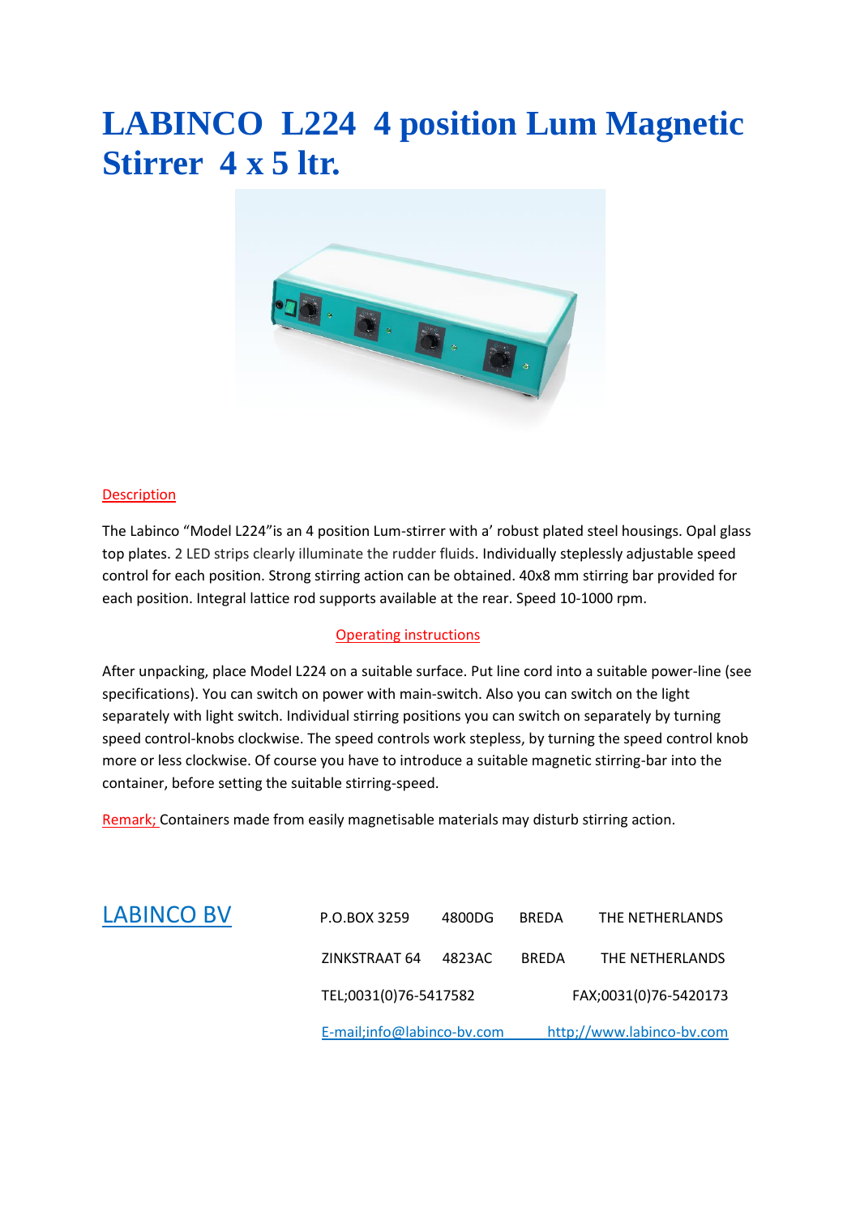# LABINCO L224 4 position Lum Magnetic Stirrer 4 x 5 ltr.

Description

The Labinco "Model L224"is an 4 position Lum-stirrer with a' robust plated steel housings. Opal glass top plates. 2 LED strips clearly illuminate the rudder fluids. Individually steplessly adjustable speed control for each position. Strong stirring action can be obtained. 40x8 mm stirring bar provided for each position. Integral lattice rod supports available at the rear. Speed 10-1000 rpm.

Operating instructions

After unpacking, place Model L224 on a suitable surface. Put line cord into a suitable power-line (see specifications). You can switch on power with main-switch. Also you can switch on the light separately with light switch. Individual stirring positions you can switch on separately by turning speed control-knobs clockwise. The speed controls work stepless, by turning the speed control knob more or less clockwise. Of course you have to introduce a suitable magnetic stirring-bar into the container, before setting the suitable stirring-speed.

Remark; Containers made from easily magnetisable materials may disturb stirring action.

LABINCO BV

P.O.BOX 3259 4800DG BREDA THE NETHERLANDS

ZINKSTRAAT 64 4823AC BREDA THE NETHERLANDS

TEL;0031(0)76-5417582 FAX;0031(0)76-5420173

E-mail;info@labinco-bv.com http;//www.labinco-bv.com